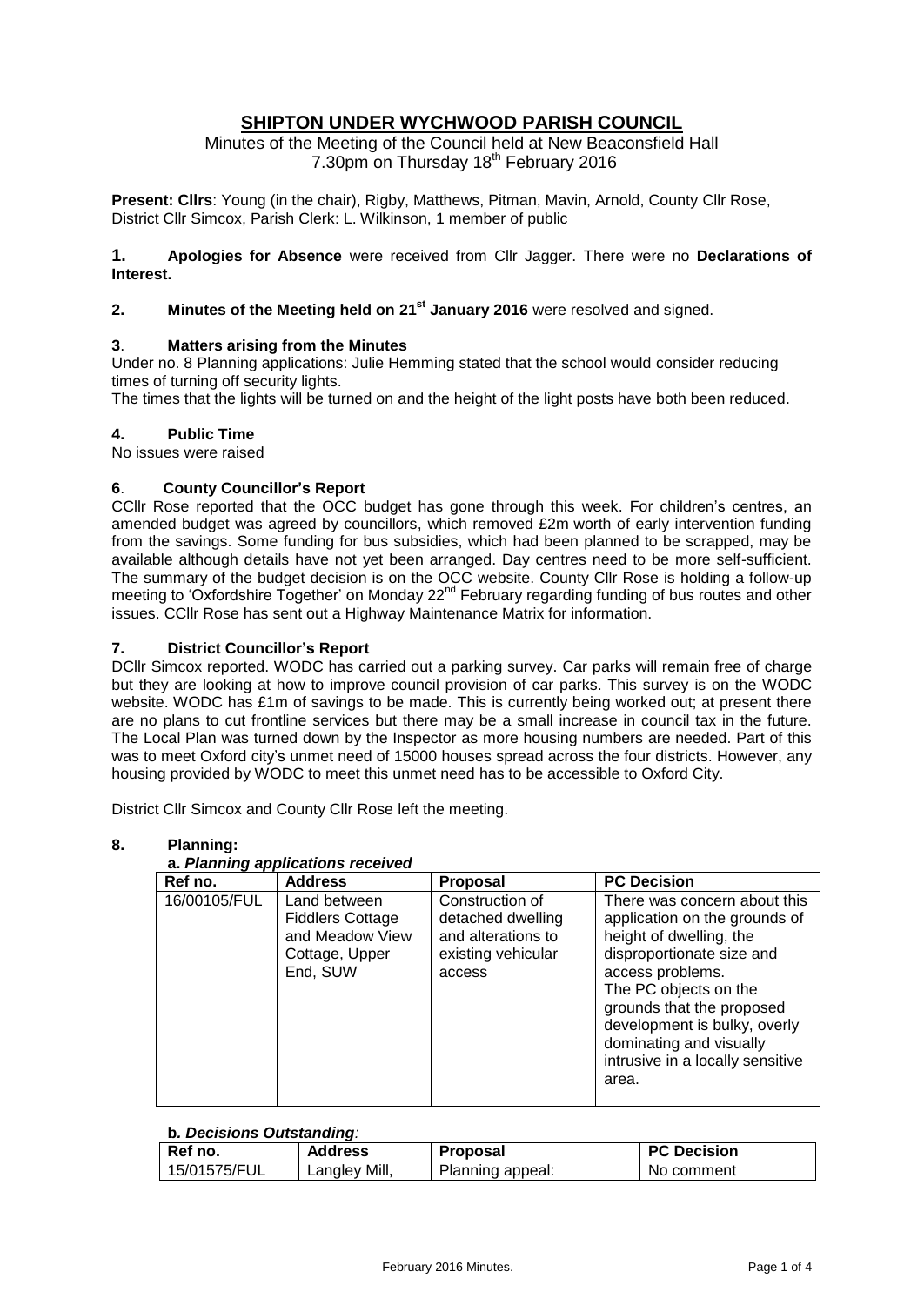# SHIPTON UNDER WYCHWOOD PARISH COUNCIL

Minutes of the Meeting of the Council held at New Beaconsfield Hall
7.30pm on Thursday 18th February 2016

**Present: Cllrs**: Young (in the chair), Rigby, Matthews, Pitman, Mavin, Arnold, County Cllr Rose, District Cllr Simcox, Parish Clerk: L. Wilkinson, 1 member of public

**1. Apologies for Absence** were received from Cllr Jagger. There were no **Declarations of Interest.**

**2. Minutes of the Meeting held on 21st January 2016** were resolved and signed.

### 3. Matters arising from the Minutes

Under no. 8 Planning applications: Julie Hemming stated that the school would consider reducing times of turning off security lights.

The times that the lights will be turned on and the height of the light posts have both been reduced.

### 4. Public Time

No issues were raised

### 6. County Councillor's Report

CCllr Rose reported that the OCC budget has gone through this week. For children's centres, an amended budget was agreed by councillors, which removed £2m worth of early intervention funding from the savings. Some funding for bus subsidies, which had been planned to be scrapped, may be available although details have not yet been arranged. Day centres need to be more self-sufficient. The summary of the budget decision is on the OCC website. County Cllr Rose is holding a follow-up meeting to 'Oxfordshire Together' on Monday 22nd February regarding funding of bus routes and other issues. CCllr Rose has sent out a Highway Maintenance Matrix for information.

### 7. District Councillor's Report

DCllr Simcox reported. WODC has carried out a parking survey. Car parks will remain free of charge but they are looking at how to improve council provision of car parks. This survey is on the WODC website. WODC has £1m of savings to be made. This is currently being worked out; at present there are no plans to cut frontline services but there may be a small increase in council tax in the future. The Local Plan was turned down by the Inspector as more housing numbers are needed. Part of this was to meet Oxford city's unmet need of 15000 houses spread across the four districts. However, any housing provided by WODC to meet this unmet need has to be accessible to Oxford City.

District Cllr Simcox and County Cllr Rose left the meeting.

### 8. Planning:

**a. *Planning applications received***

| Ref no. | Address | Proposal | PC Decision |
|---|---|---|---|
| 16/00105/FUL | Land between Fiddlers Cottage and Meadow View Cottage, Upper End, SUW | Construction of detached dwelling and alterations to existing vehicular access | There was concern about this application on the grounds of height of dwelling, the disproportionate size and access problems. The PC objects on the grounds that the proposed development is bulky, overly dominating and visually intrusive in a locally sensitive area. |

**b. *Decisions Outstanding:***

| Ref no. | Address | Proposal | PC Decision |
|---|---|---|---|
| 15/01575/FUL | Langley Mill, | Planning appeal: | No comment |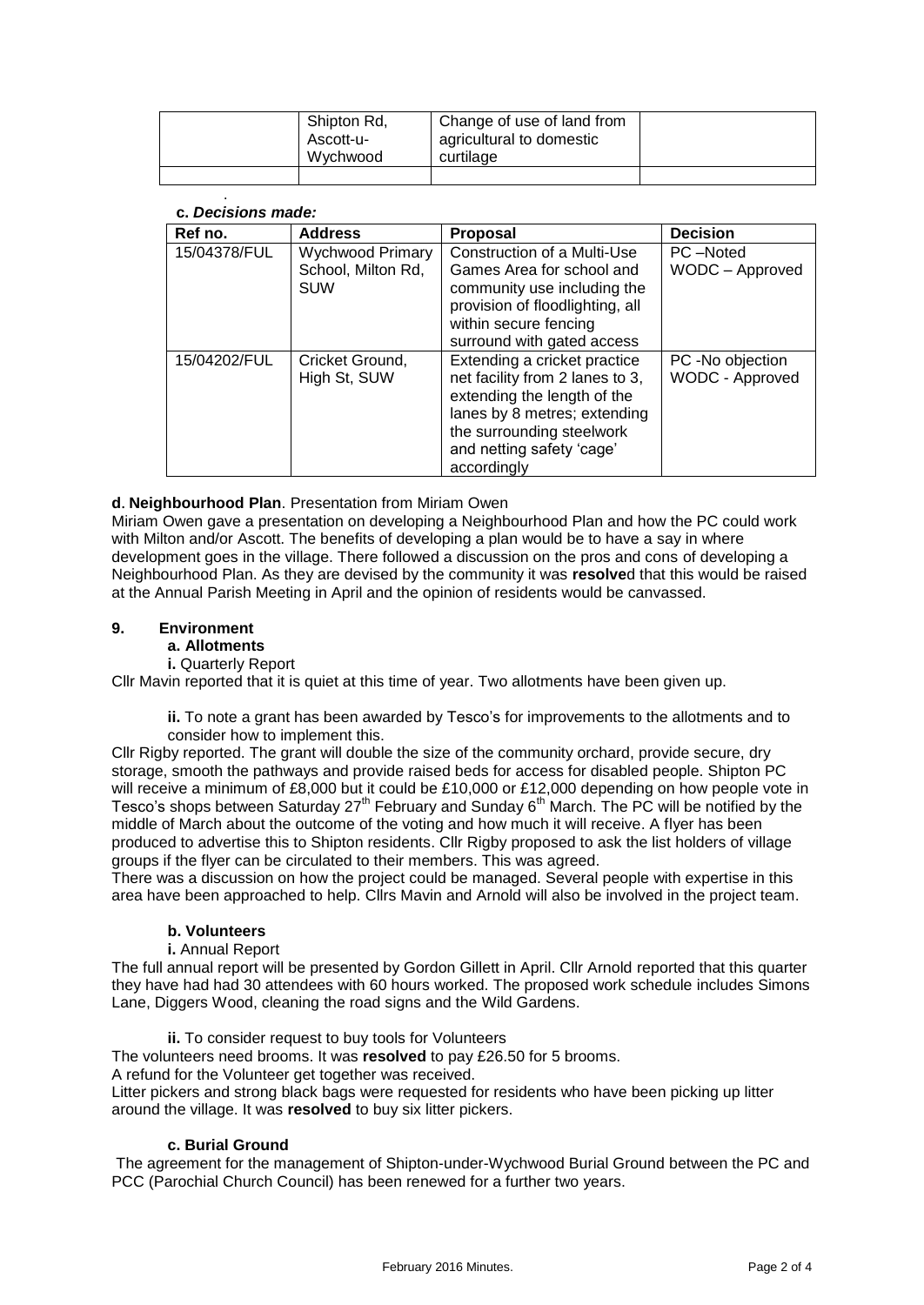|  | Shipton Rd, Ascott-u-Wychwood | Change of use of land from agricultural to domestic curtilage |  |
|---|---|---|---|
|  |  |  |  |

**c. *Decisions made:***

| Ref no. | Address | Proposal | Decision |
|---|---|---|---|
| 15/04378/FUL | Wychwood Primary School, Milton Rd, SUW | Construction of a Multi-Use Games Area for school and community use including the provision of floodlighting, all within secure fencing surround with gated access | PC –Noted WODC – Approved |
| 15/04202/FUL | Cricket Ground, High St, SUW | Extending a cricket practice net facility from 2 lanes to 3, extending the length of the lanes by 8 metres; extending the surrounding steelwork and netting safety 'cage' accordingly | PC -No objection WODC - Approved |

**d**. **Neighbourhood Plan**. Presentation from Miriam Owen

Miriam Owen gave a presentation on developing a Neighbourhood Plan and how the PC could work with Milton and/or Ascott. The benefits of developing a plan would be to have a say in where development goes in the village. There followed a discussion on the pros and cons of developing a Neighbourhood Plan. As they are devised by the community it was **resolve**d that this would be raised at the Annual Parish Meeting in April and the opinion of residents would be canvassed.

## 9. Environment

**a. Allotments**

**i.** Quarterly Report

Cllr Mavin reported that it is quiet at this time of year. Two allotments have been given up.

**ii.** To note a grant has been awarded by Tesco's for improvements to the allotments and to consider how to implement this.

Cllr Rigby reported. The grant will double the size of the community orchard, provide secure, dry storage, smooth the pathways and provide raised beds for access for disabled people. Shipton PC will receive a minimum of £8,000 but it could be £10,000 or £12,000 depending on how people vote in Tesco's shops between Saturday 27th February and Sunday 6th March. The PC will be notified by the middle of March about the outcome of the voting and how much it will receive. A flyer has been produced to advertise this to Shipton residents. Cllr Rigby proposed to ask the list holders of village groups if the flyer can be circulated to their members. This was agreed.

There was a discussion on how the project could be managed. Several people with expertise in this area have been approached to help. Cllrs Mavin and Arnold will also be involved in the project team.

**b. Volunteers**

**i.** Annual Report

The full annual report will be presented by Gordon Gillett in April. Cllr Arnold reported that this quarter they have had had 30 attendees with 60 hours worked. The proposed work schedule includes Simons Lane, Diggers Wood, cleaning the road signs and the Wild Gardens.

**ii.** To consider request to buy tools for Volunteers

The volunteers need brooms. It was **resolved** to pay £26.50 for 5 brooms.

A refund for the Volunteer get together was received.

Litter pickers and strong black bags were requested for residents who have been picking up litter around the village. It was **resolved** to buy six litter pickers.

**c. Burial Ground**

The agreement for the management of Shipton-under-Wychwood Burial Ground between the PC and PCC (Parochial Church Council) has been renewed for a further two years.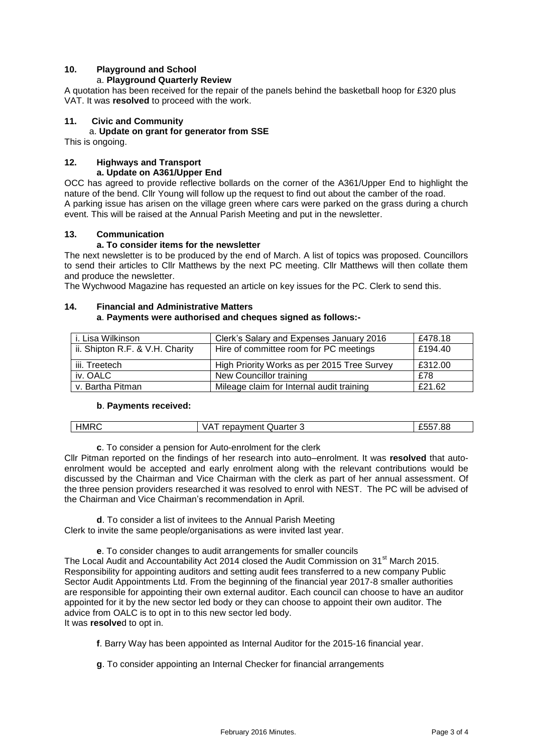## 10. Playground and School

### a. Playground Quarterly Review

A quotation has been received for the repair of the panels behind the basketball hoop for £320 plus VAT. It was **resolved** to proceed with the work.

## 11. Civic and Community

### a. Update on grant for generator from SSE

This is ongoing.

## 12. Highways and Transport

### a. Update on A361/Upper End

OCC has agreed to provide reflective bollards on the corner of the A361/Upper End to highlight the nature of the bend. Cllr Young will follow up the request to find out about the camber of the road.
A parking issue has arisen on the village green where cars were parked on the grass during a church event. This will be raised at the Annual Parish Meeting and put in the newsletter.

## 13. Communication

### a. To consider items for the newsletter

The next newsletter is to be produced by the end of March. A list of topics was proposed. Councillors to send their articles to Cllr Matthews by the next PC meeting. Cllr Matthews will then collate them and produce the newsletter.
The Wychwood Magazine has requested an article on key issues for the PC. Clerk to send this.

## 14. Financial and Administrative Matters

### a. Payments were authorised and cheques signed as follows:-

| | | |
|---|---|---|
| i. Lisa Wilkinson | Clerk's Salary and Expenses January 2016 | £478.18 |
| ii. Shipton R.F. & V.H. Charity | Hire of committee room for PC meetings | £194.40 |
| iii. Treetech | High Priority Works as per 2015 Tree Survey | £312.00 |
| iv. OALC | New Councillor training | £78 |
| v. Bartha Pitman | Mileage claim for Internal audit training | £21.62 |

### b. Payments received:

| | | |
|---|---|---|
| HMRC | VAT repayment Quarter 3 | £557.88 |

**c**. To consider a pension for Auto-enrolment for the clerk

Cllr Pitman reported on the findings of her research into auto–enrolment. It was **resolved** that auto-enrolment would be accepted and early enrolment along with the relevant contributions would be discussed by the Chairman and Vice Chairman with the clerk as part of her annual assessment. Of the three pension providers researched it was resolved to enrol with NEST. The PC will be advised of the Chairman and Vice Chairman's recommendation in April.

**d**. To consider a list of invitees to the Annual Parish Meeting

Clerk to invite the same people/organisations as were invited last year.

**e**. To consider changes to audit arrangements for smaller councils

The Local Audit and Accountability Act 2014 closed the Audit Commission on 31st March 2015. Responsibility for appointing auditors and setting audit fees transferred to a new company Public Sector Audit Appointments Ltd. From the beginning of the financial year 2017-8 smaller authorities are responsible for appointing their own external auditor. Each council can choose to have an auditor appointed for it by the new sector led body or they can choose to appoint their own auditor. The advice from OALC is to opt in to this new sector led body.
It was **resolve**d to opt in.

**f**. Barry Way has been appointed as Internal Auditor for the 2015-16 financial year.

**g**. To consider appointing an Internal Checker for financial arrangements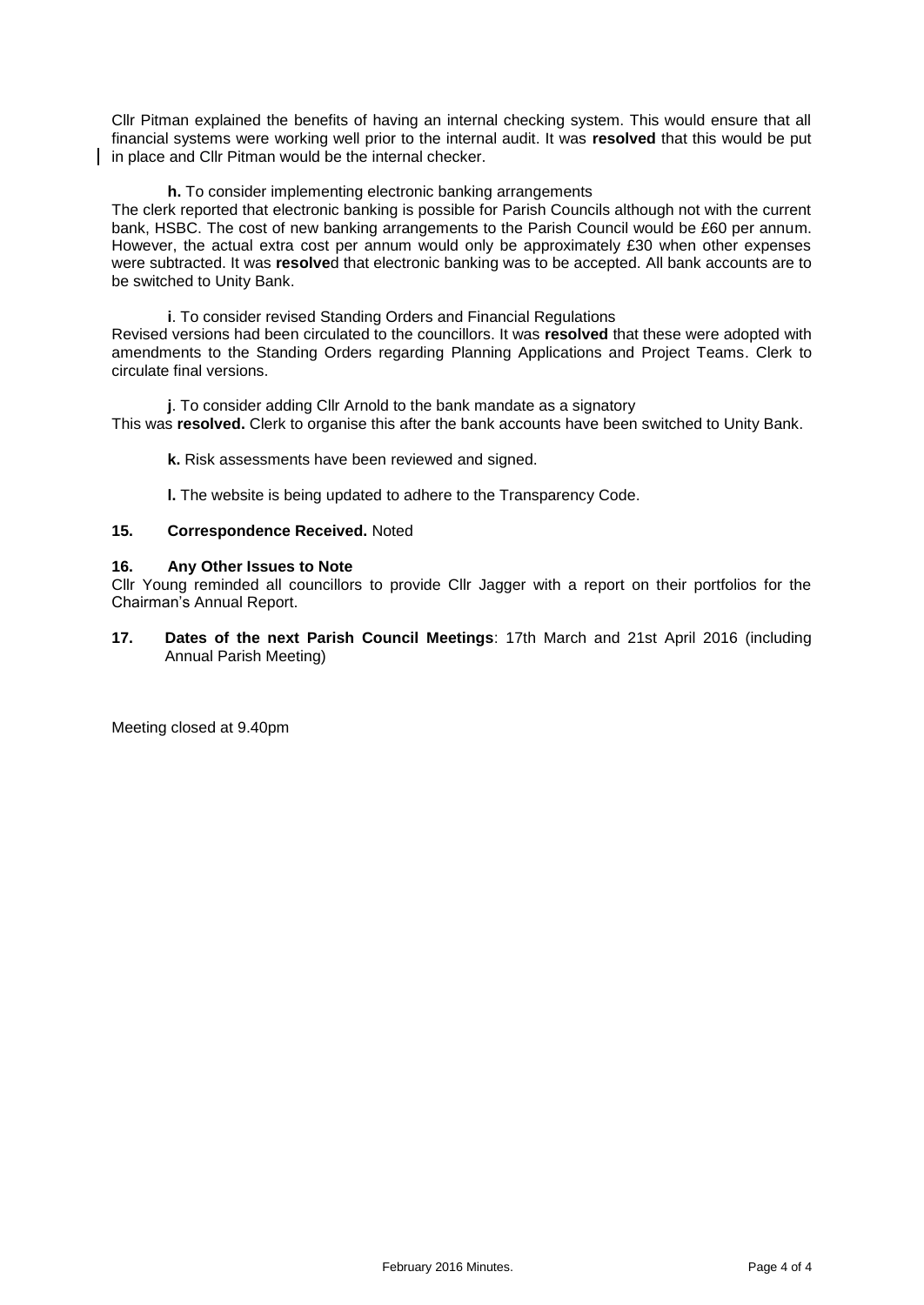Cllr Pitman explained the benefits of having an internal checking system. This would ensure that all financial systems were working well prior to the internal audit. It was **resolved** that this would be put in place and Cllr Pitman would be the internal checker.

**h.** To consider implementing electronic banking arrangements

The clerk reported that electronic banking is possible for Parish Councils although not with the current bank, HSBC. The cost of new banking arrangements to the Parish Council would be £60 per annum. However, the actual extra cost per annum would only be approximately £30 when other expenses were subtracted. It was **resolve**d that electronic banking was to be accepted. All bank accounts are to be switched to Unity Bank.

**i**. To consider revised Standing Orders and Financial Regulations

Revised versions had been circulated to the councillors. It was **resolved** that these were adopted with amendments to the Standing Orders regarding Planning Applications and Project Teams. Clerk to circulate final versions.

**j**. To consider adding Cllr Arnold to the bank mandate as a signatory

This was **resolved.** Clerk to organise this after the bank accounts have been switched to Unity Bank.

**k.** Risk assessments have been reviewed and signed.

**l.** The website is being updated to adhere to the Transparency Code.

**15. Correspondence Received.** Noted

**16. Any Other Issues to Note**

Cllr Young reminded all councillors to provide Cllr Jagger with a report on their portfolios for the Chairman's Annual Report.

**17. Dates of the next Parish Council Meetings**: 17th March and 21st April 2016 (including Annual Parish Meeting)

Meeting closed at 9.40pm